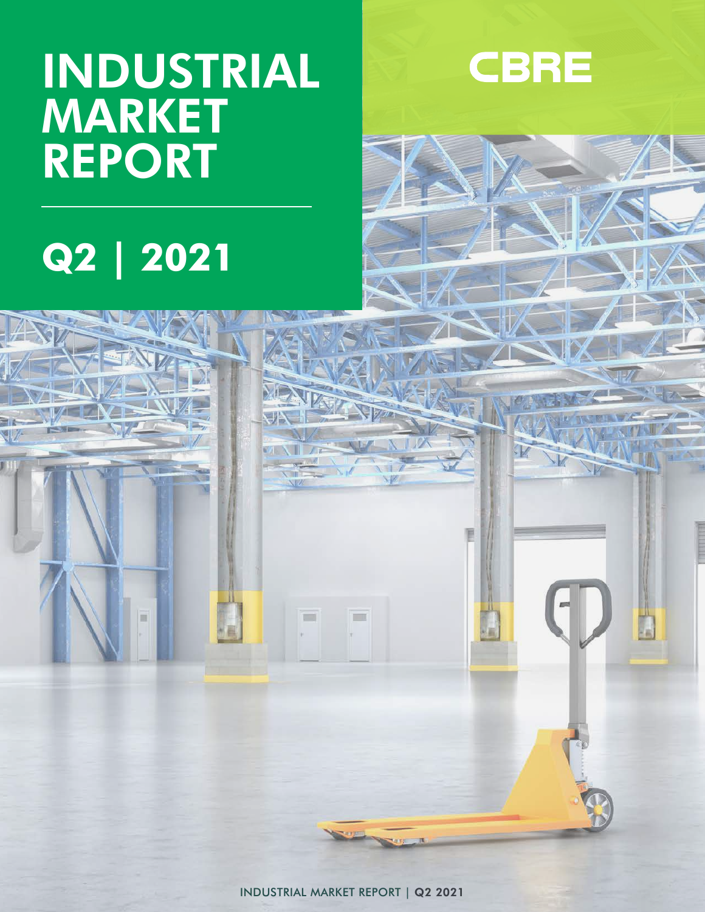# INDUSTRIAL MARKET REPORT

CBRE

## Q2 | 2021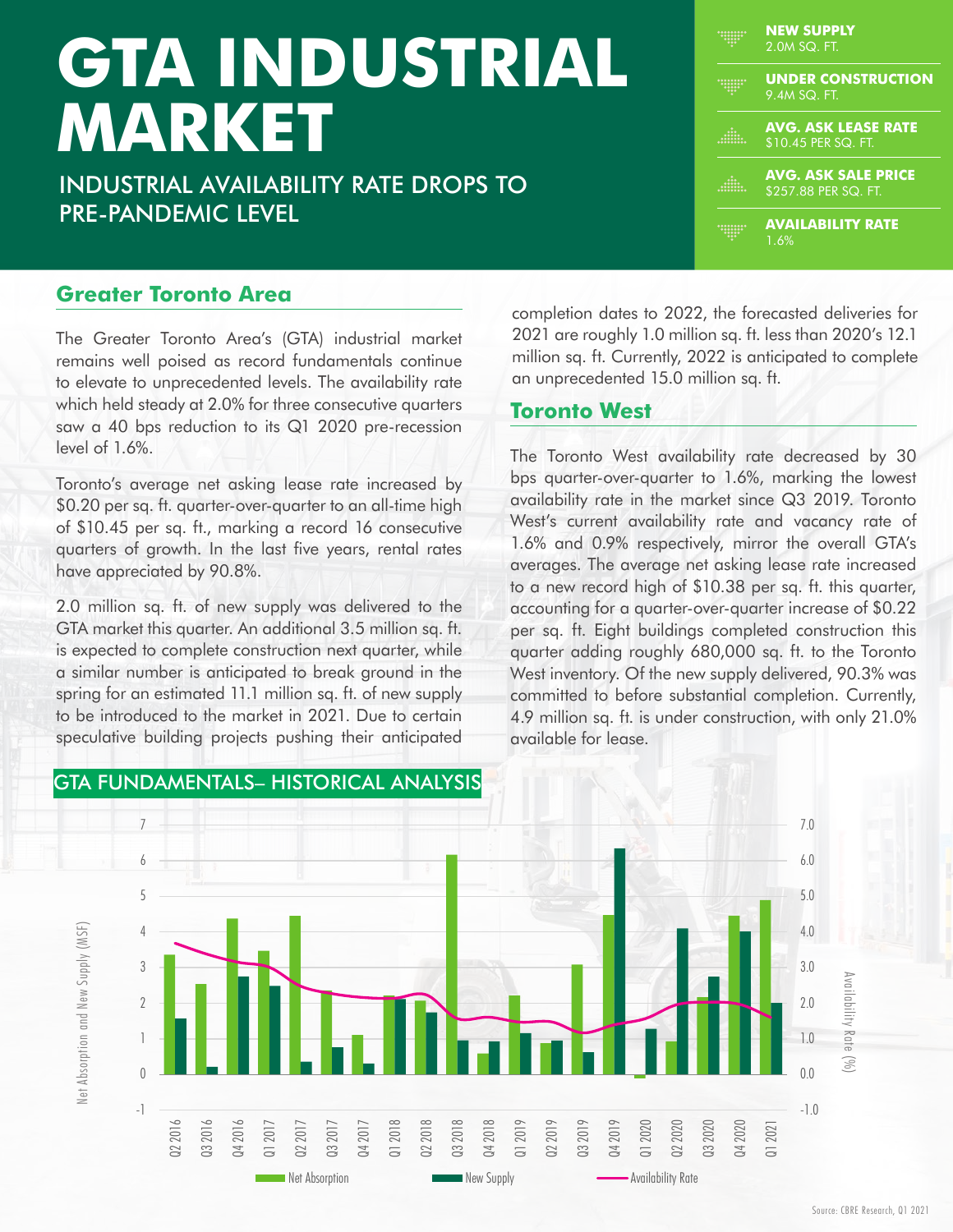# GTA INDUSTRIAL MARKET

## INDUSTRIAL AVAILABILITY RATE DROPS TO PRE-PANDEMIC LEVEL

**NEW SUPPLY**
2.0M SQ. FT.

**UNDER CONSTRUCTION**
9.4M SQ. FT.

**AVG. ASK LEASE RATE**
$10.45 PER SQ. FT.

**AVG. ASK SALE PRICE**
$257.88 PER SQ. FT.

**AVAILABILITY RATE**
1.6%

## Greater Toronto Area

The Greater Toronto Area's (GTA) industrial market remains well poised as record fundamentals continue to elevate to unprecedented levels. The availability rate which held steady at 2.0% for three consecutive quarters saw a 40 bps reduction to its Q1 2020 pre-recession level of 1.6%.

Toronto's average net asking lease rate increased by $0.20 per sq. ft. quarter-over-quarter to an all-time high of $10.45 per sq. ft., marking a record 16 consecutive quarters of growth. In the last five years, rental rates have appreciated by 90.8%.

2.0 million sq. ft. of new supply was delivered to the GTA market this quarter. An additional 3.5 million sq. ft. is expected to complete construction next quarter, while a similar number is anticipated to break ground in the spring for an estimated 11.1 million sq. ft. of new supply to be introduced to the market in 2021. Due to certain speculative building projects pushing their anticipated completion dates to 2022, the forecasted deliveries for 2021 are roughly 1.0 million sq. ft. less than 2020's 12.1 million sq. ft. Currently, 2022 is anticipated to complete an unprecedented 15.0 million sq. ft.

## Toronto West

The Toronto West availability rate decreased by 30 bps quarter-over-quarter to 1.6%, marking the lowest availability rate in the market since Q3 2019. Toronto West's current availability rate and vacancy rate of 1.6% and 0.9% respectively, mirror the overall GTA's averages. The average net asking lease rate increased to a new record high of $10.38 per sq. ft. this quarter, accounting for a quarter-over-quarter increase of $0.22 per sq. ft. Eight buildings completed construction this quarter adding roughly 680,000 sq. ft. to the Toronto West inventory. Of the new supply delivered, 90.3% was committed to before substantial completion. Currently, 4.9 million sq. ft. is under construction, with only 21.0% available for lease.

## GTA FUNDAMENTALS– HISTORICAL ANALYSIS

Legend: Net Absorption, New Supply, Availability Rate

Left axis: Net Absorption and New Supply (MSF); Right axis: Availability Rate (%)

Quarters: Q2 2016 – Q1 2021

Source: CBRE Research, Q1 2021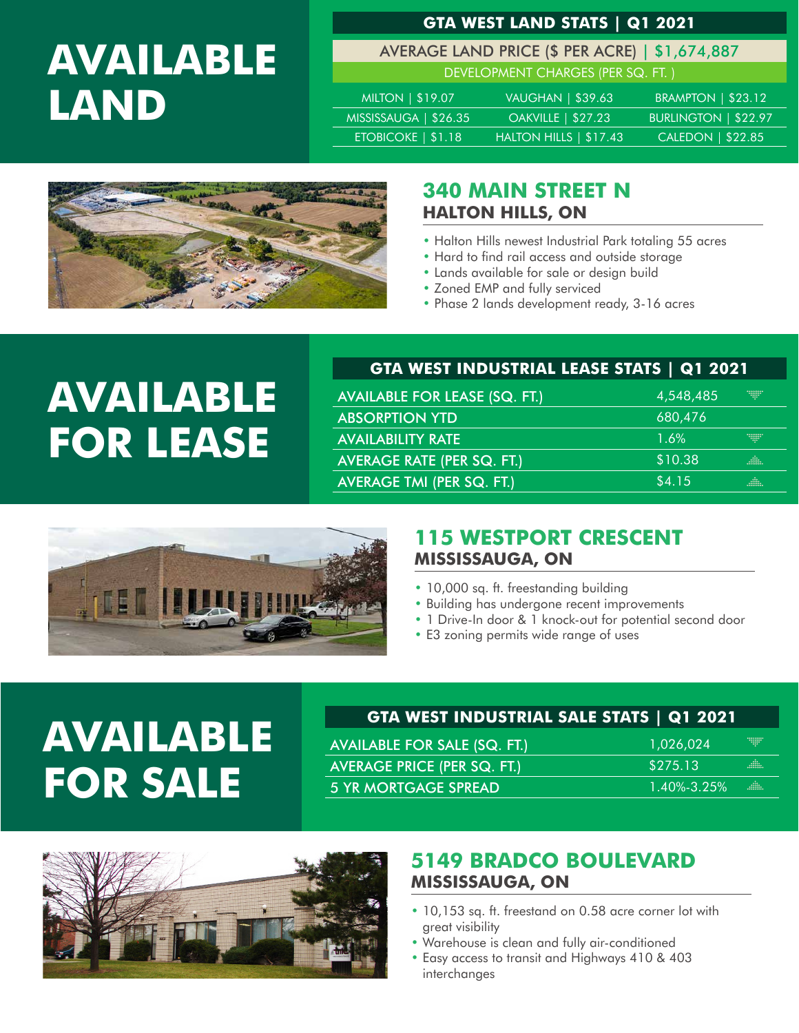# AVAILABLE LAND

## GTA WEST LAND STATS | Q1 2021

**AVERAGE LAND PRICE ($ PER ACRE) | $1,674,887**

DEVELOPMENT CHARGES (PER SQ. FT.)

| | | |
|---|---|---|
| MILTON \| $19.07 | VAUGHAN \| $39.63 | BRAMPTON \| $23.12 |
| MISSISSAUGA \| $26.35 | OAKVILLE \| $27.23 | BURLINGTON \| $22.97 |
| ETOBICOKE \| $1.18 | HALTON HILLS \| $17.43 | CALEDON \| $22.85 |

### 340 MAIN STREET N
**HALTON HILLS, ON**

- Halton Hills newest Industrial Park totaling 55 acres
- Hard to find rail access and outside storage
- Lands available for sale or design build
- Zoned EMP and fully serviced
- Phase 2 lands development ready, 3-16 acres

# AVAILABLE FOR LEASE

## GTA WEST INDUSTRIAL LEASE STATS | Q1 2021

| | |
|---|---|
| AVAILABLE FOR LEASE (SQ. FT.) | 4,548,485 |
| ABSORPTION YTD | 680,476 |
| AVAILABILITY RATE | 1.6% |
| AVERAGE RATE (PER SQ. FT.) | $10.38 |
| AVERAGE TMI (PER SQ. FT.) | $4.15 |

### 115 WESTPORT CRESCENT
**MISSISSAUGA, ON**

- 10,000 sq. ft. freestanding building
- Building has undergone recent improvements
- 1 Drive-In door & 1 knock-out for potential second door
- E3 zoning permits wide range of uses

# AVAILABLE FOR SALE

## GTA WEST INDUSTRIAL SALE STATS | Q1 2021

| | |
|---|---|
| AVAILABLE FOR SALE (SQ. FT.) | 1,026,024 |
| AVERAGE PRICE (PER SQ. FT.) | $275.13 |
| 5 YR MORTGAGE SPREAD | 1.40%-3.25% |

### 5149 BRADCO BOULEVARD
**MISSISSAUGA, ON**

- 10,153 sq. ft. freestand on 0.58 acre corner lot with great visibility
- Warehouse is clean and fully air-conditioned
- Easy access to transit and Highways 410 & 403 interchanges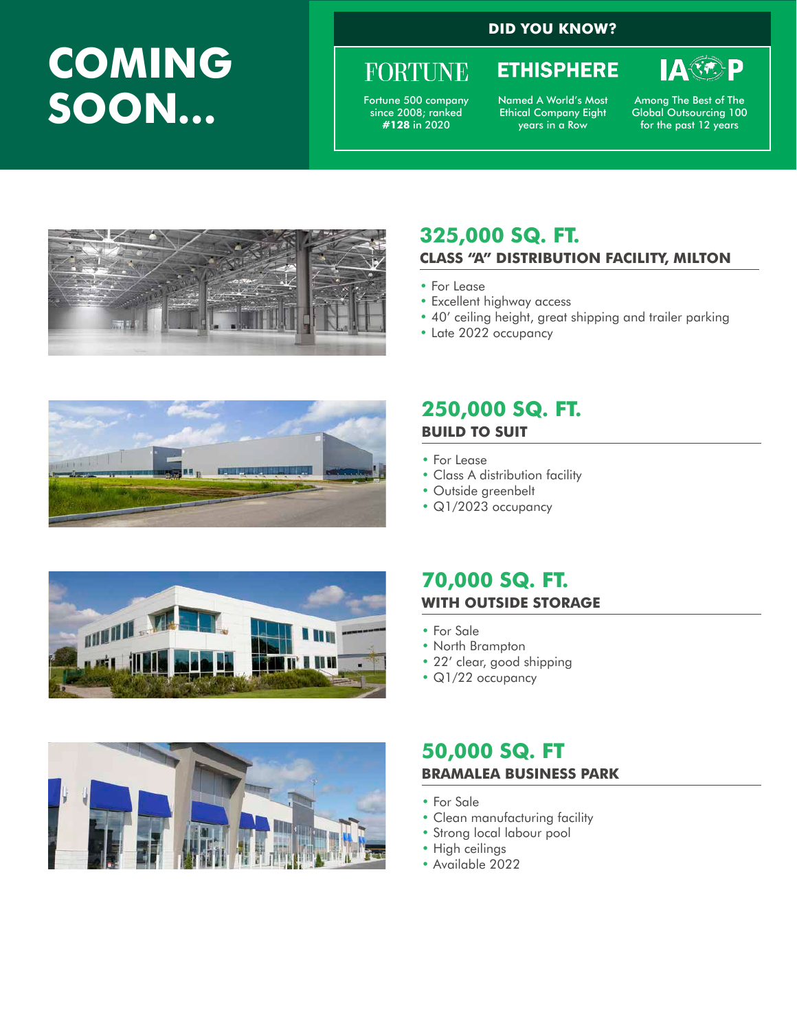# COMING SOON...

**DID YOU KNOW?**

**FORTUNE**
Fortune 500 company since 2008; ranked **#128** in 2020

**ETHISPHERE**
Named A World's Most Ethical Company Eight years in a Row

**IAOP**
Among The Best of The Global Outsourcing 100 for the past 12 years

## 325,000 SQ. FT.

### CLASS "A" DISTRIBUTION FACILITY, MILTON

- For Lease
- Excellent highway access
- 40′ ceiling height, great shipping and trailer parking
- Late 2022 occupancy

## 250,000 SQ. FT.

### BUILD TO SUIT

- For Lease
- Class A distribution facility
- Outside greenbelt
- Q1/2023 occupancy

## 70,000 SQ. FT.

### WITH OUTSIDE STORAGE

- For Sale
- North Brampton
- 22′ clear, good shipping
- Q1/22 occupancy

## 50,000 SQ. FT

### BRAMALEA BUSINESS PARK

- For Sale
- Clean manufacturing facility
- Strong local labour pool
- High ceilings
- Available 2022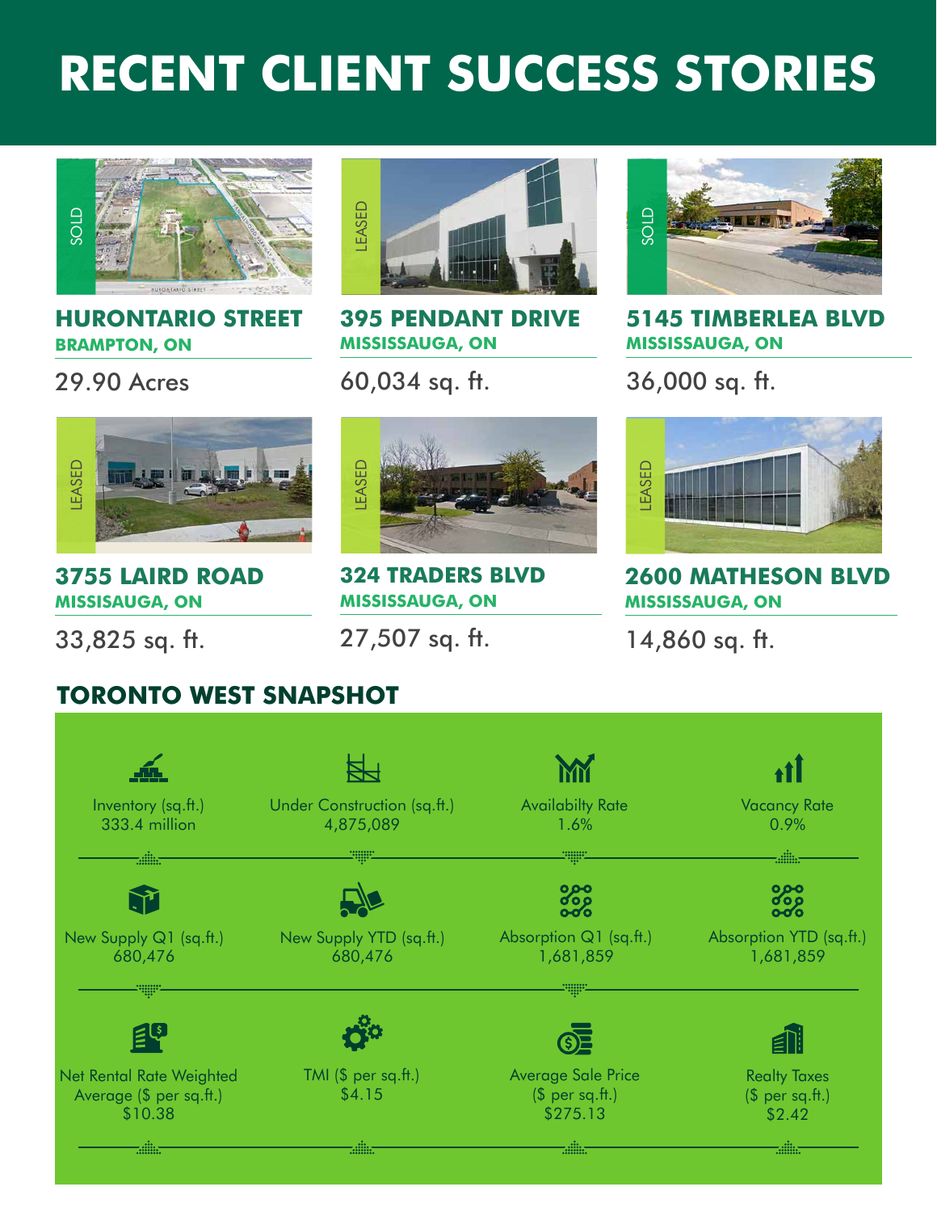# RECENT CLIENT SUCCESS STORIES

SOLD

### HURONTARIO STREET
**BRAMPTON, ON**

29.90 Acres

LEASED

### 395 PENDANT DRIVE
**MISSISSAUGA, ON**

60,034 sq. ft.

SOLD

### 5145 TIMBERLEA BLVD
**MISSISSAUGA, ON**

36,000 sq. ft.

LEASED

### 3755 LAIRD ROAD
**MISSISAUGA, ON**

33,825 sq. ft.

LEASED

### 324 TRADERS BLVD
**MISSISSAUGA, ON**

27,507 sq. ft.

LEASED

### 2600 MATHESON BLVD
**MISSISSAUGA, ON**

14,860 sq. ft.

## TORONTO WEST SNAPSHOT

| Inventory (sq.ft.) | Under Construction (sq.ft.) | Availabilty Rate | Vacancy Rate |
|---|---|---|---|
| 333.4 million | 4,875,089 | 1.6% | 0.9% |

| New Supply Q1 (sq.ft.) | New Supply YTD (sq.ft.) | Absorption Q1 (sq.ft.) | Absorption YTD (sq.ft.) |
|---|---|---|---|
| 680,476 | 680,476 | 1,681,859 | 1,681,859 |

| Net Rental Rate Weighted Average ($ per sq.ft.) | TMI ($ per sq.ft.) | Average Sale Price ($ per sq.ft.) | Realty Taxes ($ per sq.ft.) |
|---|---|---|---|
| $10.38 | $4.15 | $275.13 | $2.42 |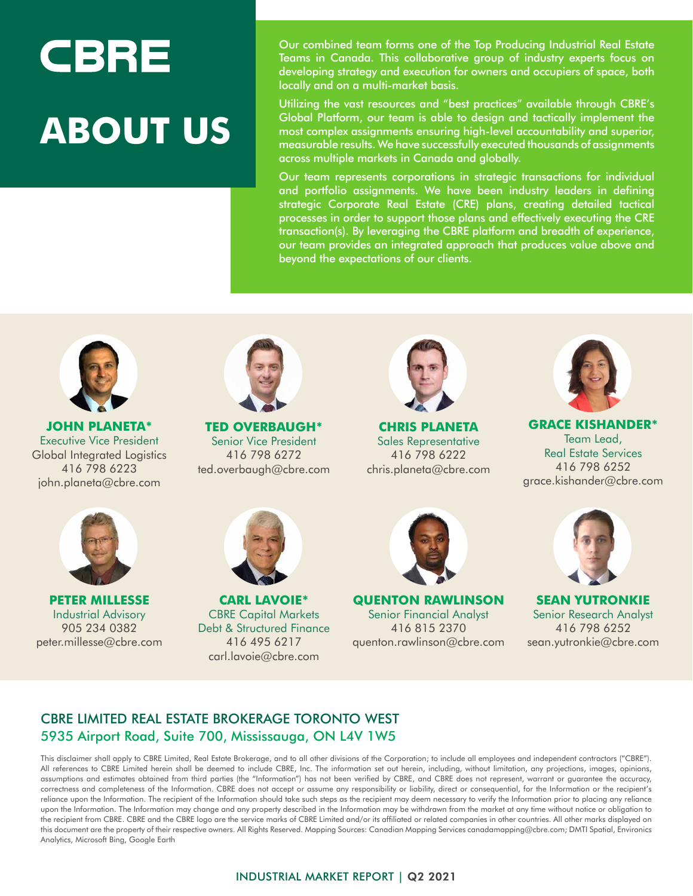# CBRE

# ABOUT US

Our combined team forms one of the Top Producing Industrial Real Estate Teams in Canada. This collaborative group of industry experts focus on developing strategy and execution for owners and occupiers of space, both locally and on a multi-market basis.

Utilizing the vast resources and "best practices" available through CBRE's Global Platform, our team is able to design and tactically implement the most complex assignments ensuring high-level accountability and superior, measurable results. We have successfully executed thousands of assignments across multiple markets in Canada and globally.

Our team represents corporations in strategic transactions for individual and portfolio assignments. We have been industry leaders in defining strategic Corporate Real Estate (CRE) plans, creating detailed tactical processes in order to support those plans and effectively executing the CRE transaction(s). By leveraging the CBRE platform and breadth of experience, our team provides an integrated approach that produces value above and beyond the expectations of our clients.

**JOHN PLANETA***
Executive Vice President
Global Integrated Logistics
416 798 6223
john.planeta@cbre.com

**TED OVERBAUGH***
Senior Vice President
416 798 6272
ted.overbaugh@cbre.com

**CHRIS PLANETA**
Sales Representative
416 798 6222
chris.planeta@cbre.com

**GRACE KISHANDER***
Team Lead,
Real Estate Services
416 798 6252
grace.kishander@cbre.com

**PETER MILLESSE**
Industrial Advisory
905 234 0382
peter.millesse@cbre.com

**CARL LAVOIE***
CBRE Capital Markets
Debt & Structured Finance
416 495 6217
carl.lavoie@cbre.com

**QUENTON RAWLINSON**
Senior Financial Analyst
416 815 2370
quenton.rawlinson@cbre.com

**SEAN YUTRONKIE**
Senior Research Analyst
416 798 6252
sean.yutronkie@cbre.com

## CBRE LIMITED REAL ESTATE BROKERAGE TORONTO WEST
5935 Airport Road, Suite 700, Mississauga, ON L4V 1W5

This disclaimer shall apply to CBRE Limited, Real Estate Brokerage, and to all other divisions of the Corporation; to include all employees and independent contractors ("CBRE"). All references to CBRE Limited herein shall be deemed to include CBRE, Inc. The information set out herein, including, without limitation, any projections, images, opinions, assumptions and estimates obtained from third parties (the "Information") has not been verified by CBRE, and CBRE does not represent, warrant or guarantee the accuracy, correctness and completeness of the Information. CBRE does not accept or assume any responsibility or liability, direct or consequential, for the Information or the recipient's reliance upon the Information. The recipient of the Information should take such steps as the recipient may deem necessary to verify the Information prior to placing any reliance upon the Information. The Information may change and any property described in the Information may be withdrawn from the market at any time without notice or obligation to the recipient from CBRE. CBRE and the CBRE logo are the service marks of CBRE Limited and/or its affiliated or related companies in other countries. All other marks displayed on this document are the property of their respective owners. All Rights Reserved. Mapping Sources: Canadian Mapping Services canadamapping@cbre.com; DMTI Spatial, Environics Analytics, Microsoft Bing, Google Earth